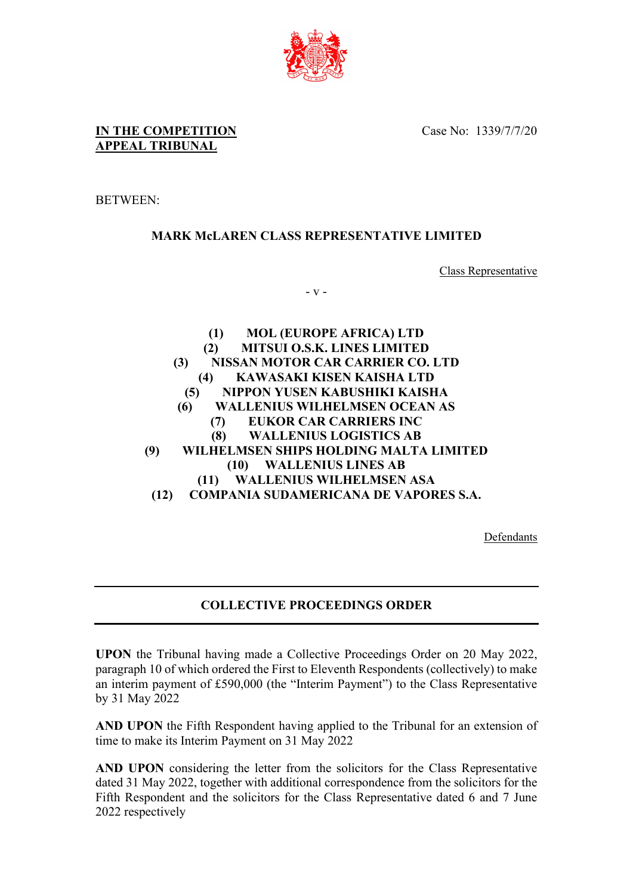**IN THE COMPETITION APPEAL TRIBUNAL**

Case No: 1339/7/7/20

BETWEEN:

**MARK McLAREN CLASS REPRESENTATIVE LIMITED**

Class Representative

\- v -

**(1) MOL (EUROPE AFRICA) LTD**
**(2) MITSUI O.S.K. LINES LIMITED**
**(3) NISSAN MOTOR CAR CARRIER CO. LTD**
**(4) KAWASAKI KISEN KAISHA LTD**
**(5) NIPPON YUSEN KABUSHIKI KAISHA**
**(6) WALLENIUS WILHELMSEN OCEAN AS**
**(7) EUKOR CAR CARRIERS INC**
**(8) WALLENIUS LOGISTICS AB**
**(9) WILHELMSEN SHIPS HOLDING MALTA LIMITED**
**(10) WALLENIUS LINES AB**
**(11) WALLENIUS WILHELMSEN ASA**
**(12) COMPANIA SUDAMERICANA DE VAPORES S.A.**

Defendants

---

## COLLECTIVE PROCEEDINGS ORDER

---

**UPON** the Tribunal having made a Collective Proceedings Order on 20 May 2022, paragraph 10 of which ordered the First to Eleventh Respondents (collectively) to make an interim payment of £590,000 (the "Interim Payment") to the Class Representative by 31 May 2022

**AND UPON** the Fifth Respondent having applied to the Tribunal for an extension of time to make its Interim Payment on 31 May 2022

**AND UPON** considering the letter from the solicitors for the Class Representative dated 31 May 2022, together with additional correspondence from the solicitors for the Fifth Respondent and the solicitors for the Class Representative dated 6 and 7 June 2022 respectively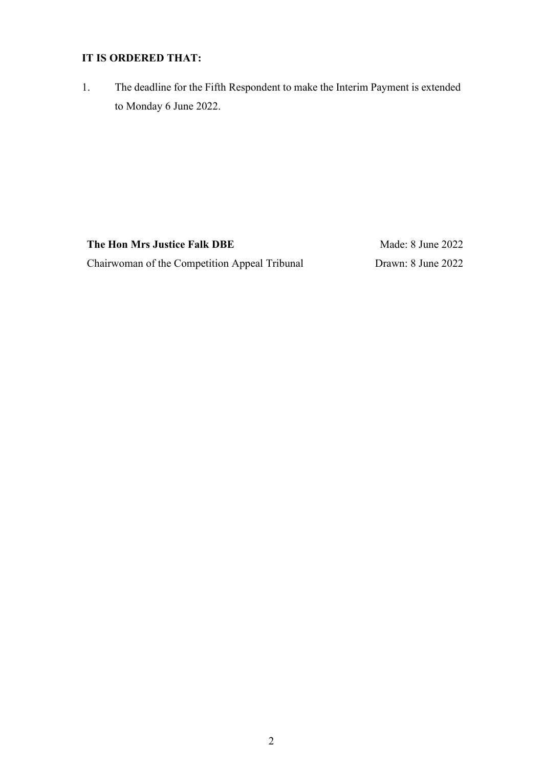**IT IS ORDERED THAT:**

1. The deadline for the Fifth Respondent to make the Interim Payment is extended to Monday 6 June 2022.

**The Hon Mrs Justice Falk DBE**
Chairwoman of the Competition Appeal Tribunal

Made: 8 June 2022
Drawn: 8 June 2022